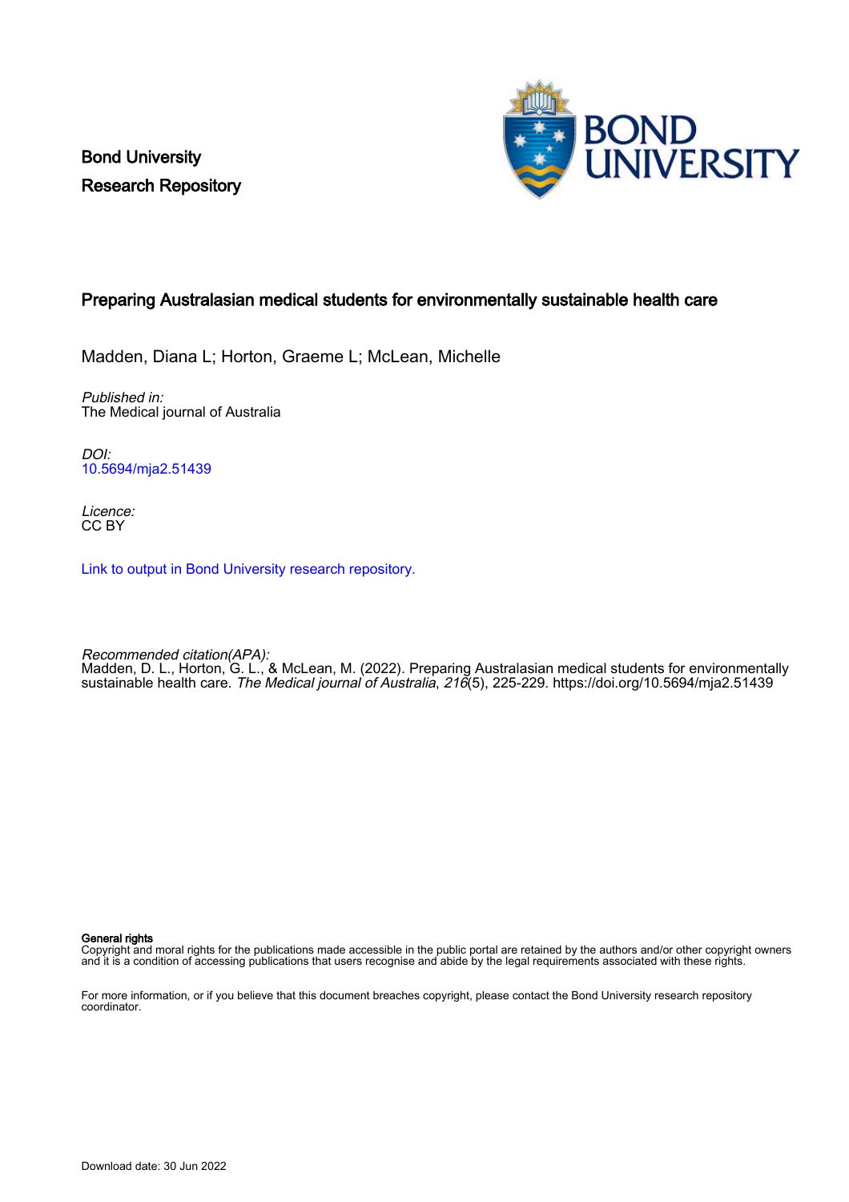Bond University
Research Repository

# Preparing Australasian medical students for environmentally sustainable health care

Madden, Diana L; Horton, Graeme L; McLean, Michelle

*Published in:*
The Medical journal of Australia

*DOI:*
10.5694/mja2.51439

*Licence:*
CC BY

Link to output in Bond University research repository.

*Recommended citation(APA):*
Madden, D. L., Horton, G. L., & McLean, M. (2022). Preparing Australasian medical students for environmentally sustainable health care. *The Medical journal of Australia*, *216*(5), 225-229. https://doi.org/10.5694/mja2.51439

**General rights**
Copyright and moral rights for the publications made accessible in the public portal are retained by the authors and/or other copyright owners and it is a condition of accessing publications that users recognise and abide by the legal requirements associated with these rights.

For more information, or if you believe that this document breaches copyright, please contact the Bond University research repository coordinator.

Download date: 30 Jun 2022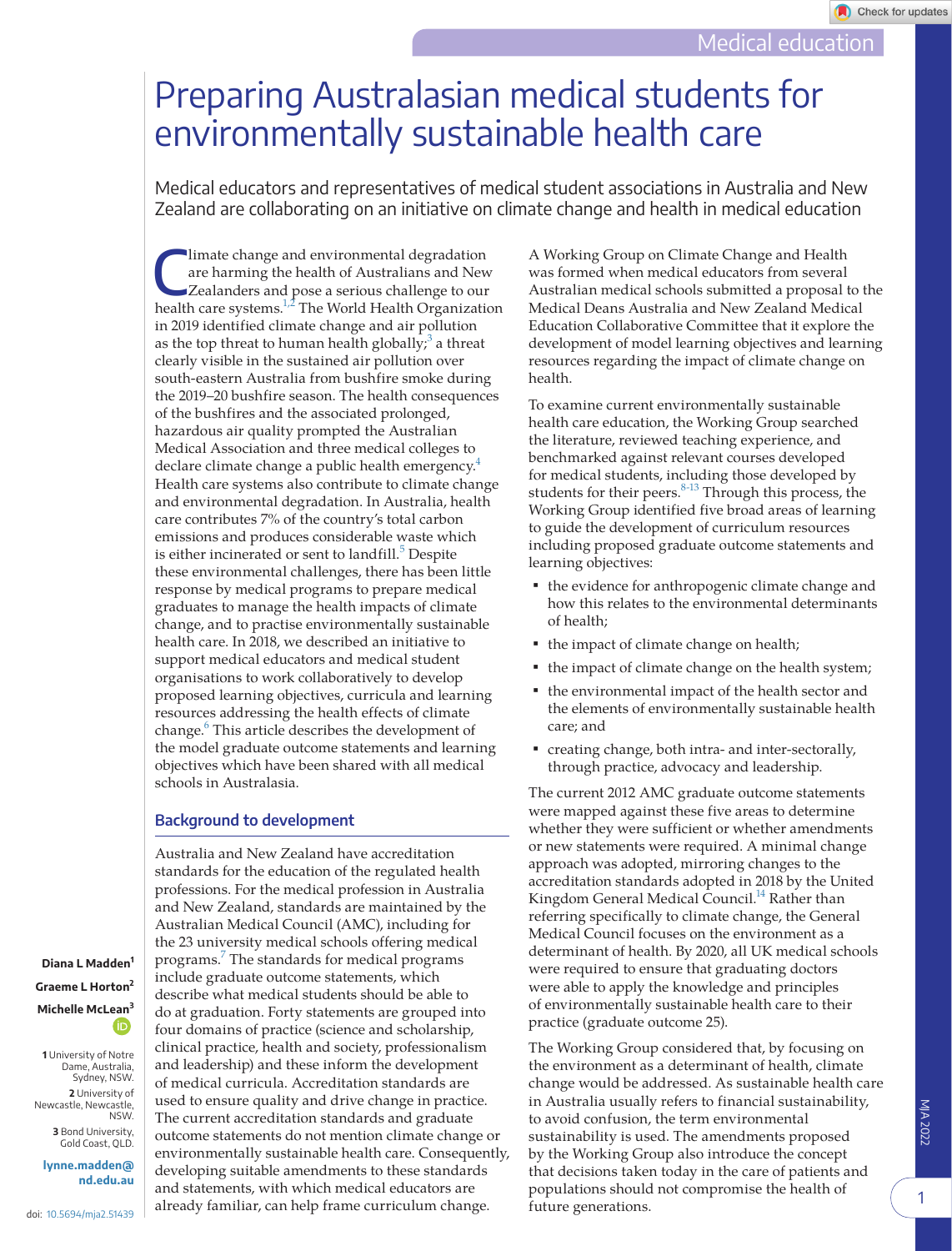# Preparing Australasian medical students for environmentally sustainable health care

Medical educators and representatives of medical student associations in Australia and New Zealand are collaborating on an initiative on climate change and health in medical education

Diana L Madden[1]
Graeme L Horton[2]
Michelle McLean[3]

1 University of Notre Dame, Australia, Sydney, NSW.
2 University of Newcastle, Newcastle, NSW.
3 Bond University, Gold Coast, QLD.

lynne.madden@nd.edu.au

doi: 10.5694/mja2.51439

Climate change and environmental degradation are harming the health of Australians and New Zealanders and pose a serious challenge to our health care systems.[1,2] The World Health Organization in 2019 identified climate change and air pollution as the top threat to human health globally;[3] a threat clearly visible in the sustained air pollution over south-eastern Australia from bushfire smoke during the 2019–20 bushfire season. The health consequences of the bushfires and the associated prolonged, hazardous air quality prompted the Australian Medical Association and three medical colleges to declare climate change a public health emergency.[4] Health care systems also contribute to climate change and environmental degradation. In Australia, health care contributes 7% of the country's total carbon emissions and produces considerable waste which is either incinerated or sent to landfill.[5] Despite these environmental challenges, there has been little response by medical programs to prepare medical graduates to manage the health impacts of climate change, and to practise environmentally sustainable health care. In 2018, we described an initiative to support medical educators and medical student organisations to work collaboratively to develop proposed learning objectives, curricula and learning resources addressing the health effects of climate change.[6] This article describes the development of the model graduate outcome statements and learning objectives which have been shared with all medical schools in Australasia.

## Background to development

Australia and New Zealand have accreditation standards for the education of the regulated health professions. For the medical profession in Australia and New Zealand, standards are maintained by the Australian Medical Council (AMC), including for the 23 university medical schools offering medical programs.[7] The standards for medical programs include graduate outcome statements, which describe what medical students should be able to do at graduation. Forty statements are grouped into four domains of practice (science and scholarship, clinical practice, health and society, professionalism and leadership) and these inform the development of medical curricula. Accreditation standards are used to ensure quality and drive change in practice. The current accreditation standards and graduate outcome statements do not mention climate change or environmentally sustainable health care. Consequently, developing suitable amendments to these standards and statements, with which medical educators are already familiar, can help frame curriculum change.

A Working Group on Climate Change and Health was formed when medical educators from several Australian medical schools submitted a proposal to the Medical Deans Australia and New Zealand Medical Education Collaborative Committee that it explore the development of model learning objectives and learning resources regarding the impact of climate change on health.

To examine current environmentally sustainable health care education, the Working Group searched the literature, reviewed teaching experience, and benchmarked against relevant courses developed for medical students, including those developed by students for their peers.[8–13] Through this process, the Working Group identified five broad areas of learning to guide the development of curriculum resources including proposed graduate outcome statements and learning objectives:

- the evidence for anthropogenic climate change and how this relates to the environmental determinants of health;
- the impact of climate change on health;
- the impact of climate change on the health system;
- the environmental impact of the health sector and the elements of environmentally sustainable health care; and
- creating change, both intra- and inter-sectorally, through practice, advocacy and leadership.

The current 2012 AMC graduate outcome statements were mapped against these five areas to determine whether they were sufficient or whether amendments or new statements were required. A minimal change approach was adopted, mirroring changes to the accreditation standards adopted in 2018 by the United Kingdom General Medical Council.[14] Rather than referring specifically to climate change, the General Medical Council focuses on the environment as a determinant of health. By 2020, all UK medical schools were required to ensure that graduating doctors were able to apply the knowledge and principles of environmentally sustainable health care to their practice (graduate outcome 25).

The Working Group considered that, by focusing on the environment as a determinant of health, climate change would be addressed. As sustainable health care in Australia usually refers to financial sustainability, to avoid confusion, the term environmental sustainability is used. The amendments proposed by the Working Group also introduce the concept that decisions taken today in the care of patients and populations should not compromise the health of future generations.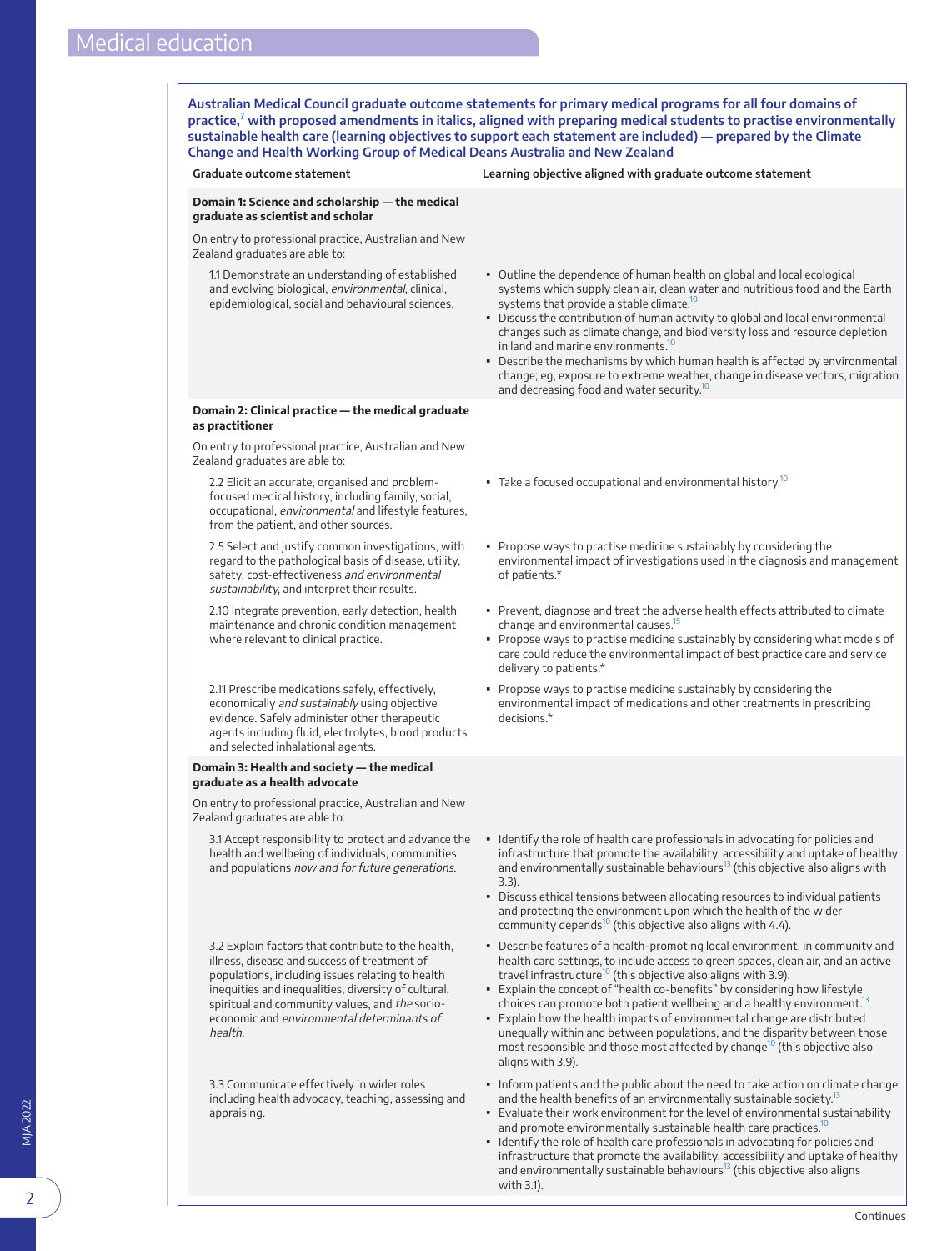**Australian Medical Council graduate outcome statements for primary medical programs for all four domains of practice,[7] with proposed amendments in italics, aligned with preparing medical students to practise environmentally sustainable health care (learning objectives to support each statement are included) — prepared by the Climate Change and Health Working Group of Medical Deans Australia and New Zealand**

| Graduate outcome statement | Learning objective aligned with graduate outcome statement |
|---|---|
| **Domain 1: Science and scholarship — the medical graduate as scientist and scholar** | |
| On entry to professional practice, Australian and New Zealand graduates are able to: | |
| 1.1 Demonstrate an understanding of established and evolving biological, *environmental*, clinical, epidemiological, social and behavioural sciences. | • Outline the dependence of human health on global and local ecological systems which supply clean air, clean water and nutritious food and the Earth systems that provide a stable climate.[10]<br>• Discuss the contribution of human activity to global and local environmental changes such as climate change, and biodiversity loss and resource depletion in land and marine environments.[10]<br>• Describe the mechanisms by which human health is affected by environmental change; eg, exposure to extreme weather, change in disease vectors, migration and decreasing food and water security.[10] |
| **Domain 2: Clinical practice — the medical graduate as practitioner** | |
| On entry to professional practice, Australian and New Zealand graduates are able to: | |
| 2.2 Elicit an accurate, organised and problem-focused medical history, including family, social, occupational, *environmental* and lifestyle features, from the patient, and other sources. | • Take a focused occupational and environmental history.[10] |
| 2.5 Select and justify common investigations, with regard to the pathological basis of disease, utility, safety, cost-effectiveness *and environmental sustainability*, and interpret their results. | • Propose ways to practise medicine sustainably by considering the environmental impact of investigations used in the diagnosis and management of patients.* |
| 2.10 Integrate prevention, early detection, health maintenance and chronic condition management where relevant to clinical practice. | • Prevent, diagnose and treat the adverse health effects attributed to climate change and environmental causes.[15]<br>• Propose ways to practise medicine sustainably by considering what models of care could reduce the environmental impact of best practice care and service delivery to patients.* |
| 2.11 Prescribe medications safely, effectively, economically *and sustainably* using objective evidence. Safely administer other therapeutic agents including fluid, electrolytes, blood products and selected inhalational agents. | • Propose ways to practise medicine sustainably by considering the environmental impact of medications and other treatments in prescribing decisions.* |
| **Domain 3: Health and society — the medical graduate as a health advocate** | |
| On entry to professional practice, Australian and New Zealand graduates are able to: | |
| 3.1 Accept responsibility to protect and advance the health and wellbeing of individuals, communities and populations *now and for future generations*. | • Identify the role of health care professionals in advocating for policies and infrastructure that promote the availability, accessibility and uptake of healthy and environmentally sustainable behaviours[13] (this objective also aligns with 3.3).<br>• Discuss ethical tensions between allocating resources to individual patients and protecting the environment upon which the health of the wider community depends[10] (this objective also aligns with 4.4). |
| 3.2 Explain factors that contribute to the health, illness, disease and success of treatment of populations, including issues relating to health inequities and inequalities, diversity of cultural, spiritual and community values, and *the* socio-economic and *environmental determinants of health*. | • Describe features of a health-promoting local environment, in community and health care settings, to include access to green spaces, clean air, and an active travel infrastructure[10] (this objective also aligns with 3.9).<br>• Explain the concept of "health co-benefits" by considering how lifestyle choices can promote both patient wellbeing and a healthy environment.[13]<br>• Explain how the health impacts of environmental change are distributed unequally within and between populations, and the disparity between those most responsible and those most affected by change[10] (this objective also aligns with 3.9). |
| 3.3 Communicate effectively in wider roles including health advocacy, teaching, assessing and appraising. | • Inform patients and the public about the need to take action on climate change and the health benefits of an environmentally sustainable society.[13]<br>• Evaluate their work environment for the level of environmental sustainability and promote environmentally sustainable health care practices.[10]<br>• Identify the role of health care professionals in advocating for policies and infrastructure that promote the availability, accessibility and uptake of healthy and environmentally sustainable behaviours[13] (this objective also aligns with 3.1). |

Continues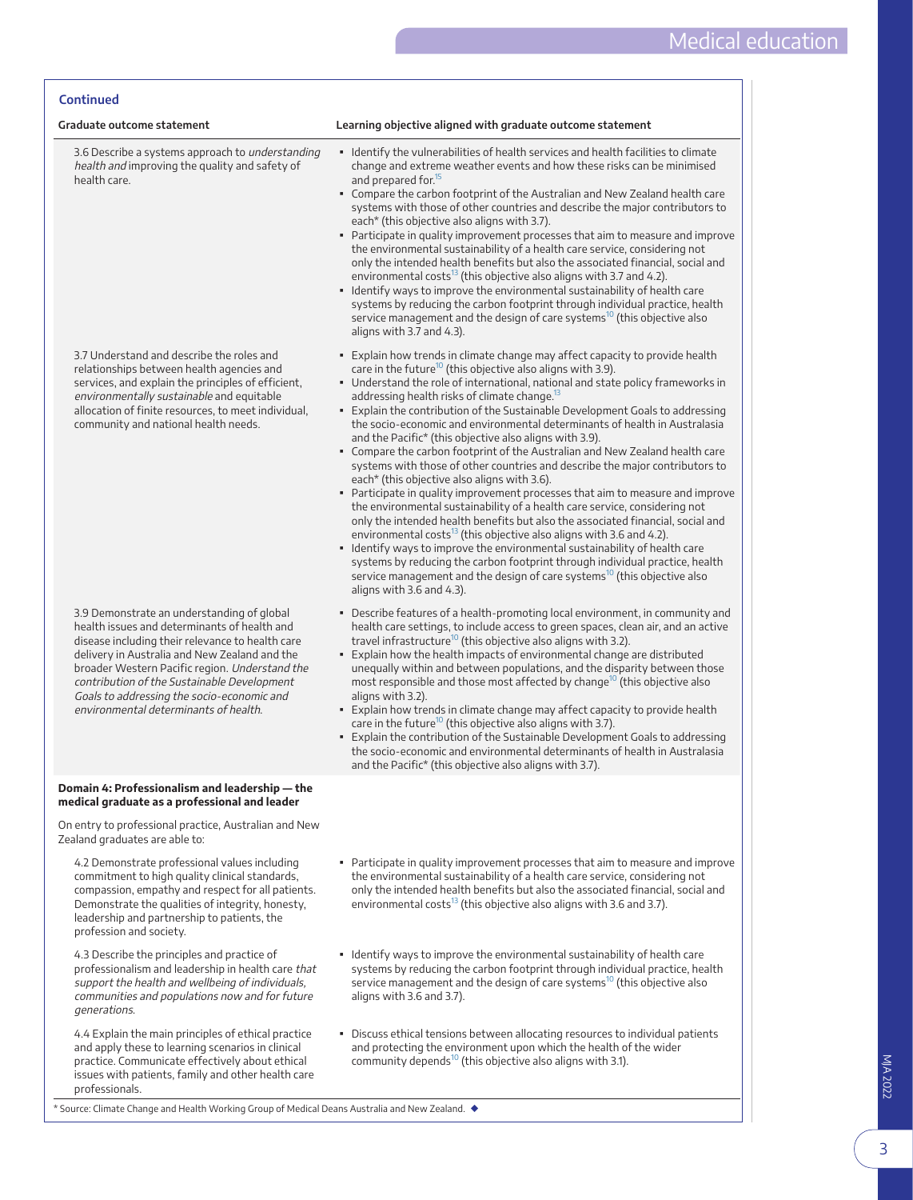**Continued**

| Graduate outcome statement | Learning objective aligned with graduate outcome statement |
|---|---|
| 3.6 Describe a systems approach to *understanding health and* improving the quality and safety of health care. | • Identify the vulnerabilities of health services and health facilities to climate change and extreme weather events and how these risks can be minimised and prepared for.[15]<br>• Compare the carbon footprint of the Australian and New Zealand health care systems with those of other countries and describe the major contributors to each* (this objective also aligns with 3.7).<br>• Participate in quality improvement processes that aim to measure and improve the environmental sustainability of a health care service, considering not only the intended health benefits but also the associated financial, social and environmental costs[13] (this objective also aligns with 3.7 and 4.2).<br>• Identify ways to improve the environmental sustainability of health care systems by reducing the carbon footprint through individual practice, health service management and the design of care systems[10] (this objective also aligns with 3.7 and 4.3). |
| 3.7 Understand and describe the roles and relationships between health agencies and services, and explain the principles of efficient, *environmentally sustainable* and equitable allocation of finite resources, to meet individual, community and national health needs. | • Explain how trends in climate change may affect capacity to provide health care in the future[10] (this objective also aligns with 3.9).<br>• Understand the role of international, national and state policy frameworks in addressing health risks of climate change.[13]<br>• Explain the contribution of the Sustainable Development Goals to addressing the socio-economic and environmental determinants of health in Australasia and the Pacific* (this objective also aligns with 3.9).<br>• Compare the carbon footprint of the Australian and New Zealand health care systems with those of other countries and describe the major contributors to each* (this objective also aligns with 3.6).<br>• Participate in quality improvement processes that aim to measure and improve the environmental sustainability of a health care service, considering not only the intended health benefits but also the associated financial, social and environmental costs[13] (this objective also aligns with 3.6 and 4.2).<br>• Identify ways to improve the environmental sustainability of health care systems by reducing the carbon footprint through individual practice, health service management and the design of care systems[10] (this objective also aligns with 3.6 and 4.3). |
| 3.9 Demonstrate an understanding of global health issues and determinants of health and disease including their relevance to health care delivery in Australia and New Zealand and the broader Western Pacific region. *Understand the contribution of the Sustainable Development Goals to addressing the socio-economic and environmental determinants of health.* | • Describe features of a health-promoting local environment, in community and health care settings, to include access to green spaces, clean air, and an active travel infrastructure[10] (this objective also aligns with 3.2).<br>• Explain how the health impacts of environmental change are distributed unequally within and between populations, and the disparity between those most responsible and those most affected by change[10] (this objective also aligns with 3.2).<br>• Explain how trends in climate change may affect capacity to provide health care in the future[10] (this objective also aligns with 3.7).<br>• Explain the contribution of the Sustainable Development Goals to addressing the socio-economic and environmental determinants of health in Australasia and the Pacific* (this objective also aligns with 3.7). |
| **Domain 4: Professionalism and leadership — the medical graduate as a professional and leader** | |
| On entry to professional practice, Australian and New Zealand graduates are able to: | |
| 4.2 Demonstrate professional values including commitment to high quality clinical standards, compassion, empathy and respect for all patients. Demonstrate the qualities of integrity, honesty, leadership and partnership to patients, the profession and society. | • Participate in quality improvement processes that aim to measure and improve the environmental sustainability of a health care service, considering not only the intended health benefits but also the associated financial, social and environmental costs[13] (this objective also aligns with 3.6 and 3.7). |
| 4.3 Describe the principles and practice of professionalism and leadership in health care *that support the health and wellbeing of individuals, communities and populations now and for future generations.* | • Identify ways to improve the environmental sustainability of health care systems by reducing the carbon footprint through individual practice, health service management and the design of care systems[10] (this objective also aligns with 3.6 and 3.7). |
| 4.4 Explain the main principles of ethical practice and apply these to learning scenarios in clinical practice. Communicate effectively about ethical issues with patients, family and other health care professionals. | • Discuss ethical tensions between allocating resources to individual patients and protecting the environment upon which the health of the wider community depends[10] (this objective also aligns with 3.1). |

* Source: Climate Change and Health Working Group of Medical Deans Australia and New Zealand. ◆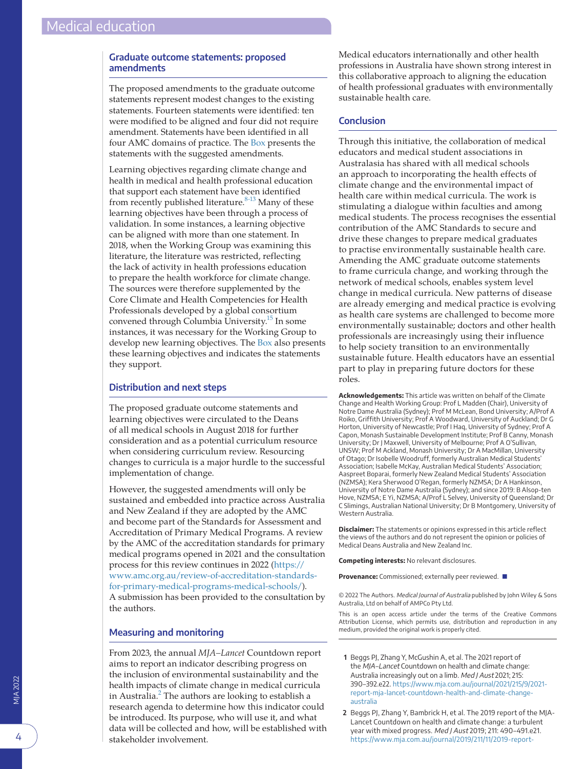## Graduate outcome statements: proposed amendments

The proposed amendments to the graduate outcome statements represent modest changes to the existing statements. Fourteen statements were identified: ten were modified to be aligned and four did not require amendment. Statements have been identified in all four AMC domains of practice. The Box presents the statements with the suggested amendments.

Learning objectives regarding climate change and health in medical and health professional education that support each statement have been identified from recently published literature.[8-13] Many of these learning objectives have been through a process of validation. In some instances, a learning objective can be aligned with more than one statement. In 2018, when the Working Group was examining this literature, the literature was restricted, reflecting the lack of activity in health professions education to prepare the health workforce for climate change. The sources were therefore supplemented by the Core Climate and Health Competencies for Health Professionals developed by a global consortium convened through Columbia University.[15] In some instances, it was necessary for the Working Group to develop new learning objectives. The Box also presents these learning objectives and indicates the statements they support.

## Distribution and next steps

The proposed graduate outcome statements and learning objectives were circulated to the Deans of all medical schools in August 2018 for further consideration and as a potential curriculum resource when considering curriculum review. Resourcing changes to curricula is a major hurdle to the successful implementation of change.

However, the suggested amendments will only be sustained and embedded into practice across Australia and New Zealand if they are adopted by the AMC and become part of the Standards for Assessment and Accreditation of Primary Medical Programs. A review by the AMC of the accreditation standards for primary medical programs opened in 2021 and the consultation process for this review continues in 2022 (https://www.amc.org.au/review-of-accreditation-standards-for-primary-medical-programs-medical-schools/). A submission has been provided to the consultation by the authors.

## Measuring and monitoring

From 2023, the annual *MJA–Lancet* Countdown report aims to report an indicator describing progress on the inclusion of environmental sustainability and the health impacts of climate change in medical curricula in Australia.[2] The authors are looking to establish a research agenda to determine how this indicator could be introduced. Its purpose, who will use it, and what data will be collected and how, will be established with stakeholder involvement.

Medical educators internationally and other health professions in Australia have shown strong interest in this collaborative approach to aligning the education of health professional graduates with environmentally sustainable health care.

## Conclusion

Through this initiative, the collaboration of medical educators and medical student associations in Australasia has shared with all medical schools an approach to incorporating the health effects of climate change and the environmental impact of health care within medical curricula. The work is stimulating a dialogue within faculties and among medical students. The process recognises the essential contribution of the AMC Standards to secure and drive these changes to prepare medical graduates to practise environmentally sustainable health care. Amending the AMC graduate outcome statements to frame curricula change, and working through the network of medical schools, enables system level change in medical curricula. New patterns of disease are already emerging and medical practice is evolving as health care systems are challenged to become more environmentally sustainable; doctors and other health professionals are increasingly using their influence to help society transition to an environmentally sustainable future. Health educators have an essential part to play in preparing future doctors for these roles.

**Acknowledgements:** This article was written on behalf of the Climate Change and Health Working Group: Prof L Madden (Chair), University of Notre Dame Australia (Sydney); Prof M McLean, Bond University; A/Prof A Roiko, Griffith University; Prof A Woodward, University of Auckland; Dr G Horton, University of Newcastle; Prof I Haq, University of Sydney; Prof A Capon, Monash Sustainable Development Institute; Prof B Canny, Monash University; Dr J Maxwell, University of Melbourne; Prof A O'Sullivan, UNSW; Prof M Ackland, Monash University; Dr A MacMillan, University of Otago; Dr Isobelle Woodruff, formerly Australian Medical Students' Association; Isabelle McKay, Australian Medical Students' Association; Aaspreet Boparai, formerly New Zealand Medical Students' Association (NZMSA); Kera Sherwood O'Regan, formerly NZMSA; Dr A Hankinson, University of Notre Dame Australia (Sydney); and since 2019: B Alsop-ten Hove, NZMSA; E Yi, NZMSA; A/Prof L Selvey, University of Queensland; Dr C Slimings, Australian National University; Dr B Montgomery, University of Western Australia.

**Disclaimer:** The statements or opinions expressed in this article reflect the views of the authors and do not represent the opinion or policies of Medical Deans Australia and New Zealand Inc.

**Competing interests:** No relevant disclosures.

**Provenance:** Commissioned; externally peer reviewed. ■

© 2022 The Authors. *Medical Journal of Australia* published by John Wiley & Sons Australia, Ltd on behalf of AMPCo Pty Ltd.

This is an open access article under the terms of the Creative Commons Attribution License, which permits use, distribution and reproduction in any medium, provided the original work is properly cited.

1. Beggs PJ, Zhang Y, McGushin A, et al. The 2021 report of the *MJA–Lancet* Countdown on health and climate change: Australia increasingly out on a limb. *Med J Aust* 2021; 215: 390–392.e22. https://www.mja.com.au/journal/2021/215/9/2021-report-mja-lancet-countdown-health-and-climate-change-australia
2. Beggs PJ, Zhang Y, Bambrick H, et al. The 2019 report of the MJA-Lancet Countdown on health and climate change: a turbulent year with mixed progress. *Med J Aust* 2019; 211: 490–491.e21. https://www.mja.com.au/journal/2019/211/11/2019-report-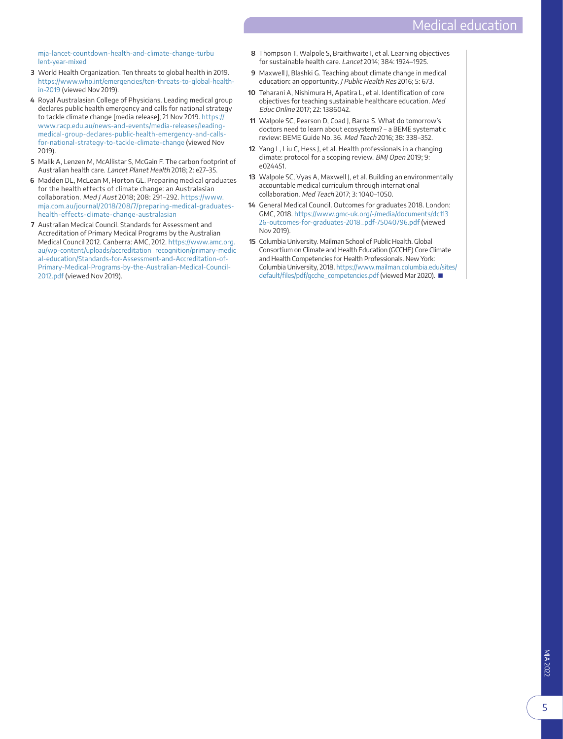mja-lancet-countdown-health-and-climate-change-turbulent-year-mixed

3 World Health Organization. Ten threats to global health in 2019. https://www.who.int/emergencies/ten-threats-to-global-health-in-2019 (viewed Nov 2019).

4 Royal Australasian College of Physicians. Leading medical group declares public health emergency and calls for national strategy to tackle climate change [media release]; 21 Nov 2019. https://www.racp.edu.au/news-and-events/media-releases/leading-medical-group-declares-public-health-emergency-and-calls-for-national-strategy-to-tackle-climate-change (viewed Nov 2019).

5 Malik A, Lenzen M, McAllistar S, McGain F. The carbon footprint of Australian health care. *Lancet Planet Health* 2018; 2: e27–35.

6 Madden DL, McLean M, Horton GL. Preparing medical graduates for the health effects of climate change: an Australasian collaboration. *Med J Aust* 2018; 208: 291–292. https://www.mja.com.au/journal/2018/208/7/preparing-medical-graduates-health-effects-climate-change-australasian

7 Australian Medical Council. Standards for Assessment and Accreditation of Primary Medical Programs by the Australian Medical Council 2012. Canberra: AMC, 2012. https://www.amc.org.au/wp-content/uploads/accreditation_recognition/primary-medical-education/Standards-for-Assessment-and-Accreditation-of-Primary-Medical-Programs-by-the-Australian-Medical-Council-2012.pdf (viewed Nov 2019).

8 Thompson T, Walpole S, Braithwaite I, et al. Learning objectives for sustainable health care. *Lancet* 2014; 384: 1924–1925.

9 Maxwell J, Blashki G. Teaching about climate change in medical education: an opportunity. *J Public Health Res* 2016; 5: 673.

10 Teharani A, Nishimura H, Apatira L, et al. Identification of core objectives for teaching sustainable healthcare education. *Med Educ Online* 2017; 22: 1386042.

11 Walpole SC, Pearson D, Coad J, Barna S. What do tomorrow's doctors need to learn about ecosystems? – a BEME systematic review: BEME Guide No. 36. *Med Teach* 2016; 38: 338–352.

12 Yang L, Liu C, Hess J, et al. Health professionals in a changing climate: protocol for a scoping review. *BMJ Open* 2019; 9: e024451.

13 Walpole SC, Vyas A, Maxwell J, et al. Building an environmentally accountable medical curriculum through international collaboration. *Med Teach* 2017; 3: 1040–1050.

14 General Medical Council. Outcomes for graduates 2018. London: GMC, 2018. https://www.gmc-uk.org/-/media/documents/dc11326-outcomes-for-graduates-2018_pdf-75040796.pdf (viewed Nov 2019).

15 Columbia University. Mailman School of Public Health. Global Consortium on Climate and Health Education (GCCHE) Core Climate and Health Competencies for Health Professionals. New York: Columbia University, 2018. https://www.mailman.columbia.edu/sites/default/files/pdf/gcche_competencies.pdf (viewed Mar 2020). ■